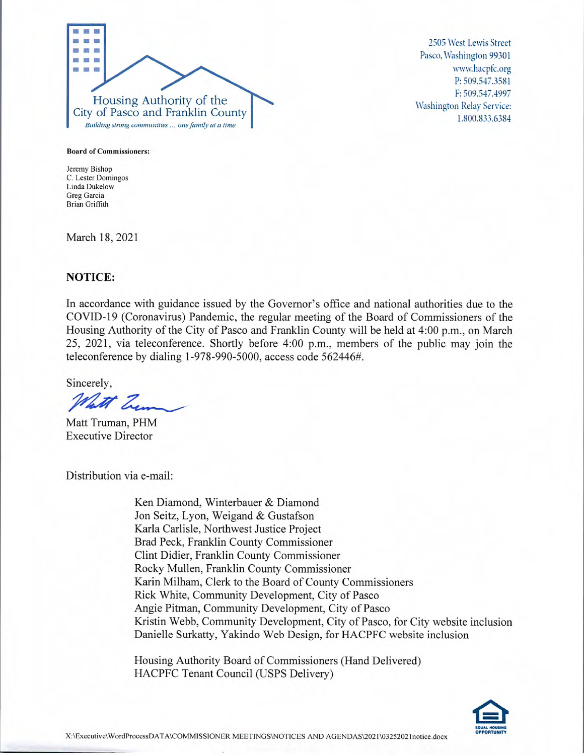Housing Authority of the City of Pasco and Franklin County

*Building strong communities ... one family at a time*

2505 West Lewis Street
Pasco, Washington 99301
www.hacpfc.org
P: 509.547.3581
F: 509.547.4997
Washington Relay Service:
1.800.833.6384

**Board of Commissioners:**

Jeremy Bishop
C. Lester Domingos
Linda Dukelow
Greg Garcia
Brian Griffith

March 18, 2021

**NOTICE:**

In accordance with guidance issued by the Governor's office and national authorities due to the COVID-19 (Coronavirus) Pandemic, the regular meeting of the Board of Commissioners of the Housing Authority of the City of Pasco and Franklin County will be held at 4:00 p.m., on March 25, 2021, via teleconference. Shortly before 4:00 p.m., members of the public may join the teleconference by dialing 1-978-990-5000, access code 562446#.

Sincerely,

Matt Truman, PHM
Executive Director

Distribution via e-mail:

Ken Diamond, Winterbauer & Diamond
Jon Seitz, Lyon, Weigand & Gustafson
Karla Carlisle, Northwest Justice Project
Brad Peck, Franklin County Commissioner
Clint Didier, Franklin County Commissioner
Rocky Mullen, Franklin County Commissioner
Karin Milham, Clerk to the Board of County Commissioners
Rick White, Community Development, City of Pasco
Angie Pitman, Community Development, City of Pasco
Kristin Webb, Community Development, City of Pasco, for City website inclusion
Danielle Surkatty, Yakindo Web Design, for HACPFC website inclusion

Housing Authority Board of Commissioners (Hand Delivered)
HACPFC Tenant Council (USPS Delivery)

X:\Executive\WordProcessDATA\COMMISSIONER MEETINGS\NOTICES AND AGENDAS\2021\03252021notice.docx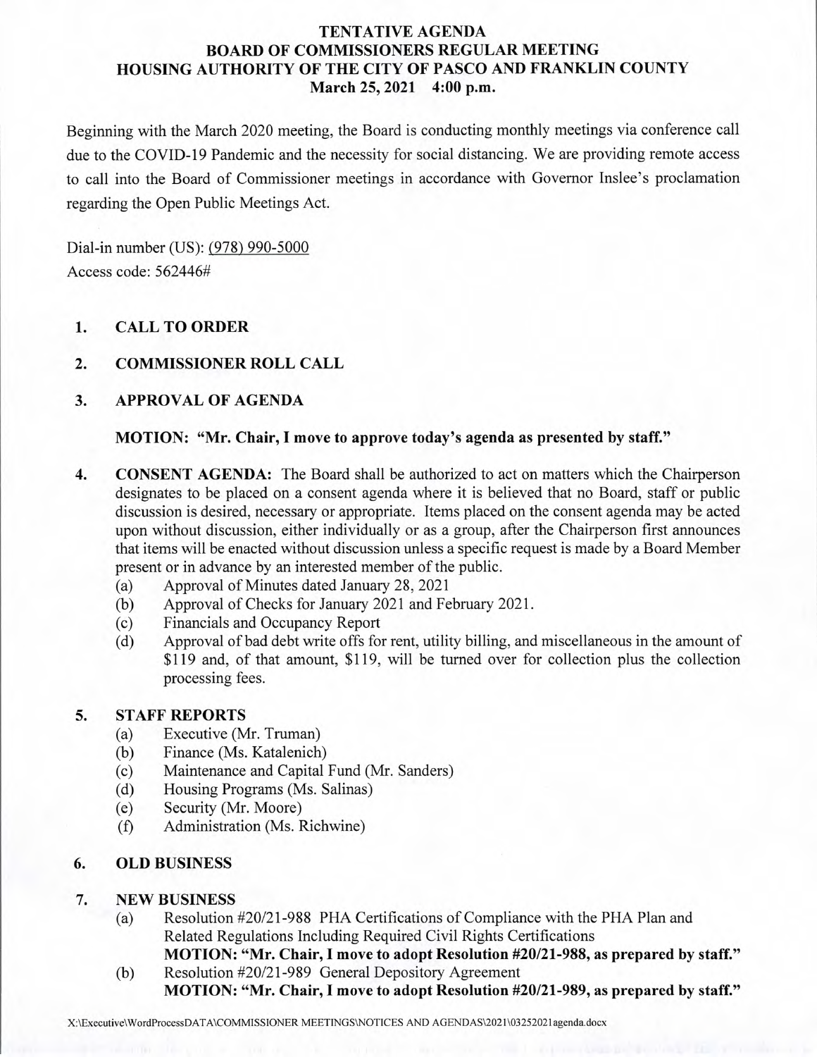# TENTATIVE AGENDA
# BOARD OF COMMISSIONERS REGULAR MEETING
# HOUSING AUTHORITY OF THE CITY OF PASCO AND FRANKLIN COUNTY
## March 25, 2021 4:00 p.m.

Beginning with the March 2020 meeting, the Board is conducting monthly meetings via conference call due to the COVID-19 Pandemic and the necessity for social distancing. We are providing remote access to call into the Board of Commissioner meetings in accordance with Governor Inslee's proclamation regarding the Open Public Meetings Act.

Dial-in number (US): (978) 990-5000
Access code: 562446#

1. **CALL TO ORDER**

2. **COMMISSIONER ROLL CALL**

3. **APPROVAL OF AGENDA**

   **MOTION: "Mr. Chair, I move to approve today's agenda as presented by staff."**

4. **CONSENT AGENDA:** The Board shall be authorized to act on matters which the Chairperson designates to be placed on a consent agenda where it is believed that no Board, staff or public discussion is desired, necessary or appropriate. Items placed on the consent agenda may be acted upon without discussion, either individually or as a group, after the Chairperson first announces that items will be enacted without discussion unless a specific request is made by a Board Member present or in advance by an interested member of the public.
   - (a) Approval of Minutes dated January 28, 2021
   - (b) Approval of Checks for January 2021 and February 2021.
   - (c) Financials and Occupancy Report
   - (d) Approval of bad debt write offs for rent, utility billing, and miscellaneous in the amount of $119 and, of that amount, $119, will be turned over for collection plus the collection processing fees.

5. **STAFF REPORTS**
   - (a) Executive (Mr. Truman)
   - (b) Finance (Ms. Katalenich)
   - (c) Maintenance and Capital Fund (Mr. Sanders)
   - (d) Housing Programs (Ms. Salinas)
   - (e) Security (Mr. Moore)
   - (f) Administration (Ms. Richwine)

6. **OLD BUSINESS**

7. **NEW BUSINESS**
   - (a) Resolution #20/21-988 PHA Certifications of Compliance with the PHA Plan and Related Regulations Including Required Civil Rights Certifications
     **MOTION: "Mr. Chair, I move to adopt Resolution #20/21-988, as prepared by staff."**
   - (b) Resolution #20/21-989 General Depository Agreement
     **MOTION: "Mr. Chair, I move to adopt Resolution #20/21-989, as prepared by staff."**

X:\Executive\WordProcessDATA\COMMISSIONER MEETINGS\NOTICES AND AGENDAS\2021\03252021agenda.docx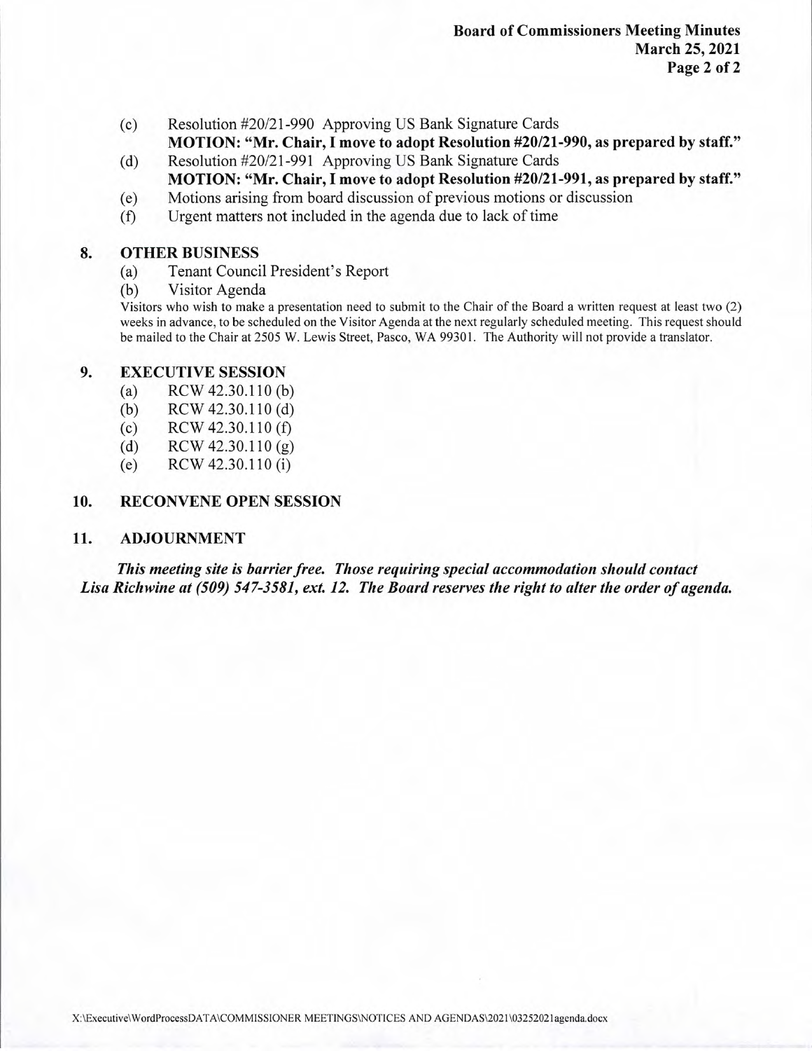(c) Resolution #20/21-990 Approving US Bank Signature Cards
**MOTION: "Mr. Chair, I move to adopt Resolution #20/21-990, as prepared by staff."**

(d) Resolution #20/21-991 Approving US Bank Signature Cards
**MOTION: "Mr. Chair, I move to adopt Resolution #20/21-991, as prepared by staff."**

(e) Motions arising from board discussion of previous motions or discussion

(f) Urgent matters not included in the agenda due to lack of time

## 8. OTHER BUSINESS

(a) Tenant Council President's Report

(b) Visitor Agenda

Visitors who wish to make a presentation need to submit to the Chair of the Board a written request at least two (2) weeks in advance, to be scheduled on the Visitor Agenda at the next regularly scheduled meeting. This request should be mailed to the Chair at 2505 W. Lewis Street, Pasco, WA 99301. The Authority will not provide a translator.

## 9. EXECUTIVE SESSION

(a) RCW 42.30.110 (b)

(b) RCW 42.30.110 (d)

(c) RCW 42.30.110 (f)

(d) RCW 42.30.110 (g)

(e) RCW 42.30.110 (i)

## 10. RECONVENE OPEN SESSION

## 11. ADJOURNMENT

***This meeting site is barrier free. Those requiring special accommodation should contact Lisa Richwine at (509) 547-3581, ext. 12. The Board reserves the right to alter the order of agenda.***

X:\Executive\WordProcessDATA\COMMISSIONER MEETINGS\NOTICES AND AGENDAS\2021\03252021agenda.docx